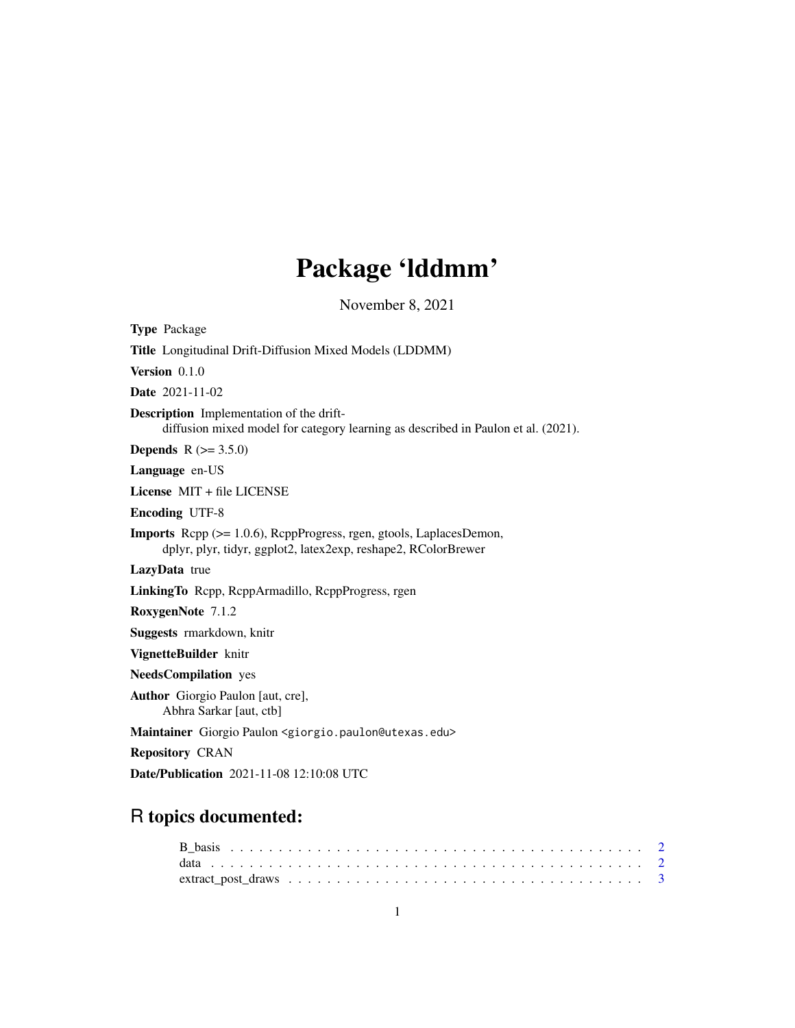# Package 'lddmm'

November 8, 2021

**Type** Package

**Title** Longitudinal Drift-Diffusion Mixed Models (LDDMM)

**Version** 0.1.0

**Date** 2021-11-02

**Description** Implementation of the drift-diffusion mixed model for category learning as described in Paulon et al. (2021).

**Depends** R (>= 3.5.0)

**Language** en-US

**License** MIT + file LICENSE

**Encoding** UTF-8

**Imports** Rcpp (>= 1.0.6), RcppProgress, rgen, gtools, LaplacesDemon, dplyr, plyr, tidyr, ggplot2, latex2exp, reshape2, RColorBrewer

**LazyData** true

**LinkingTo** Rcpp, RcppArmadillo, RcppProgress, rgen

**RoxygenNote** 7.1.2

**Suggests** rmarkdown, knitr

**VignetteBuilder** knitr

**NeedsCompilation** yes

**Author** Giorgio Paulon [aut, cre], Abhra Sarkar [aut, ctb]

**Maintainer** Giorgio Paulon <giorgio.paulon@utexas.edu>

**Repository** CRAN

**Date/Publication** 2021-11-08 12:10:08 UTC

## R topics documented:

- B_basis . . . . . . . . . . 2
- data . . . . . . . . . . 2
- extract_post_draws . . . . . . . . . . 3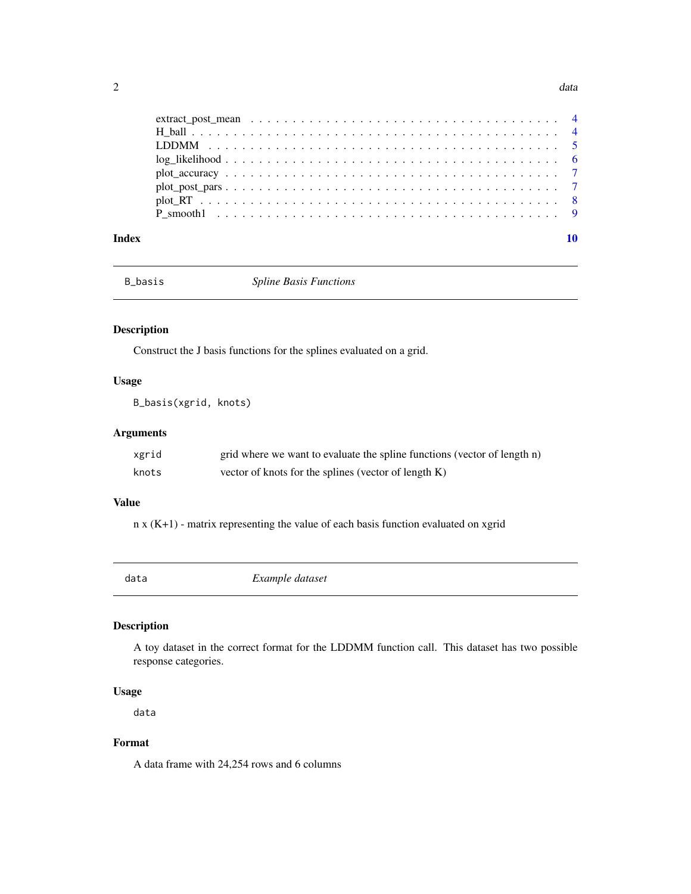| | |
|---|---|
| extract_post_mean | 4 |
| H_ball | 4 |
| LDDMM | 5 |
| log_likelihood | 6 |
| plot_accuracy | 7 |
| plot_post_pars | 7 |
| plot_RT | 8 |
| P_smooth1 | 9 |

**Index** 10

---

## B_basis — *Spline Basis Functions*

### Description

Construct the J basis functions for the splines evaluated on a grid.

### Usage

```
B_basis(xgrid, knots)
```

### Arguments

| | |
|---|---|
| xgrid | grid where we want to evaluate the spline functions (vector of length n) |
| knots | vector of knots for the splines (vector of length K) |

### Value

n x (K+1) - matrix representing the value of each basis function evaluated on xgrid

---

## data — *Example dataset*

### Description

A toy dataset in the correct format for the LDDMM function call. This dataset has two possible response categories.

### Usage

```
data
```

### Format

A data frame with 24,254 rows and 6 columns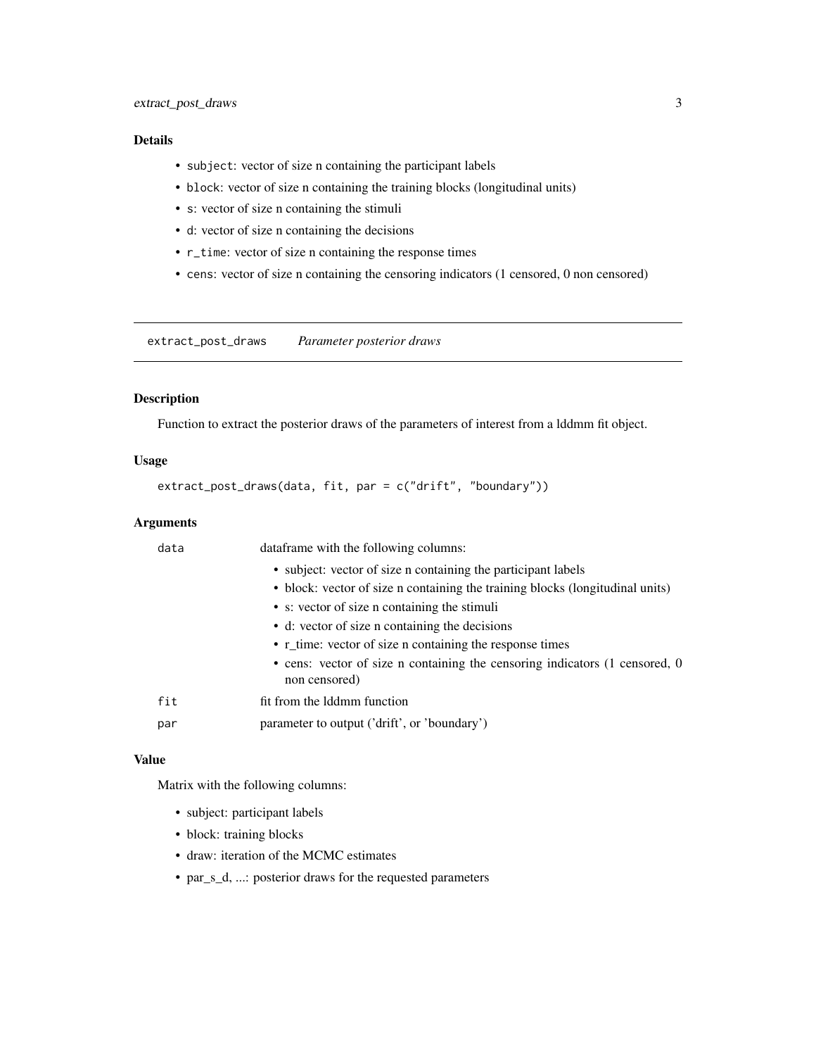## Details

- `subject`: vector of size n containing the participant labels
- `block`: vector of size n containing the training blocks (longitudinal units)
- `s`: vector of size n containing the stimuli
- `d`: vector of size n containing the decisions
- `r_time`: vector of size n containing the response times
- `cens`: vector of size n containing the censoring indicators (1 censored, 0 non censored)

---

# `extract_post_draws` *Parameter posterior draws*

---

## Description

Function to extract the posterior draws of the parameters of interest from a lddmm fit object.

## Usage

```
extract_post_draws(data, fit, par = c("drift", "boundary"))
```

## Arguments

| | |
|---|---|
| `data` | dataframe with the following columns: <br>• subject: vector of size n containing the participant labels <br>• block: vector of size n containing the training blocks (longitudinal units) <br>• s: vector of size n containing the stimuli <br>• d: vector of size n containing the decisions <br>• r_time: vector of size n containing the response times <br>• cens: vector of size n containing the censoring indicators (1 censored, 0 non censored) |
| `fit` | fit from the lddmm function |
| `par` | parameter to output ('drift', or 'boundary') |

## Value

Matrix with the following columns:

- subject: participant labels
- block: training blocks
- draw: iteration of the MCMC estimates
- par_s_d, ...: posterior draws for the requested parameters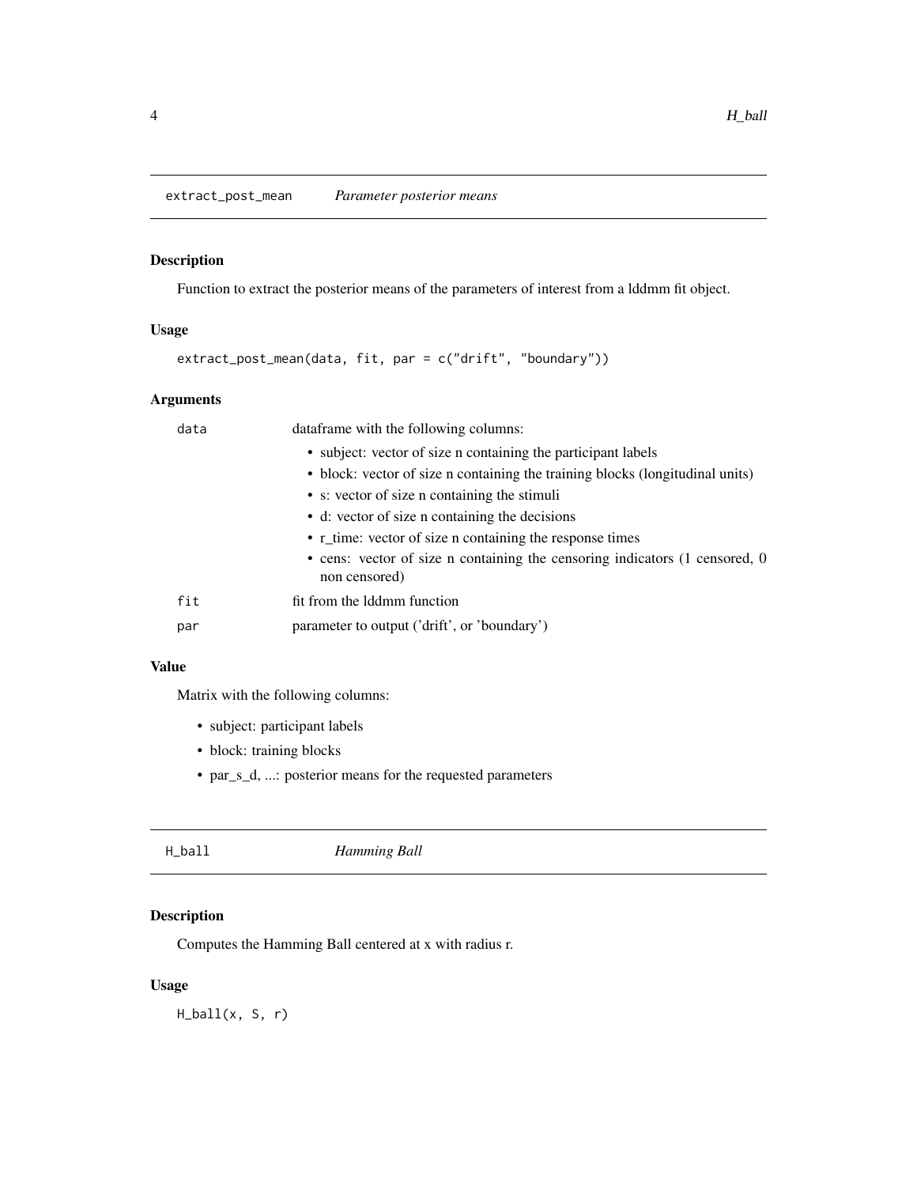## extract_post_mean — *Parameter posterior means*

### Description

Function to extract the posterior means of the parameters of interest from a lddmm fit object.

### Usage

```
extract_post_mean(data, fit, par = c("drift", "boundary"))
```

### Arguments

| | |
|---|---|
| `data` | dataframe with the following columns:<br>• subject: vector of size n containing the participant labels<br>• block: vector of size n containing the training blocks (longitudinal units)<br>• s: vector of size n containing the stimuli<br>• d: vector of size n containing the decisions<br>• r_time: vector of size n containing the response times<br>• cens: vector of size n containing the censoring indicators (1 censored, 0 non censored) |
| `fit` | fit from the lddmm function |
| `par` | parameter to output ('drift', or 'boundary') |

### Value

Matrix with the following columns:

- subject: participant labels
- block: training blocks
- par_s_d, ...: posterior means for the requested parameters

## H_ball — *Hamming Ball*

### Description

Computes the Hamming Ball centered at x with radius r.

### Usage

```
H_ball(x, S, r)
```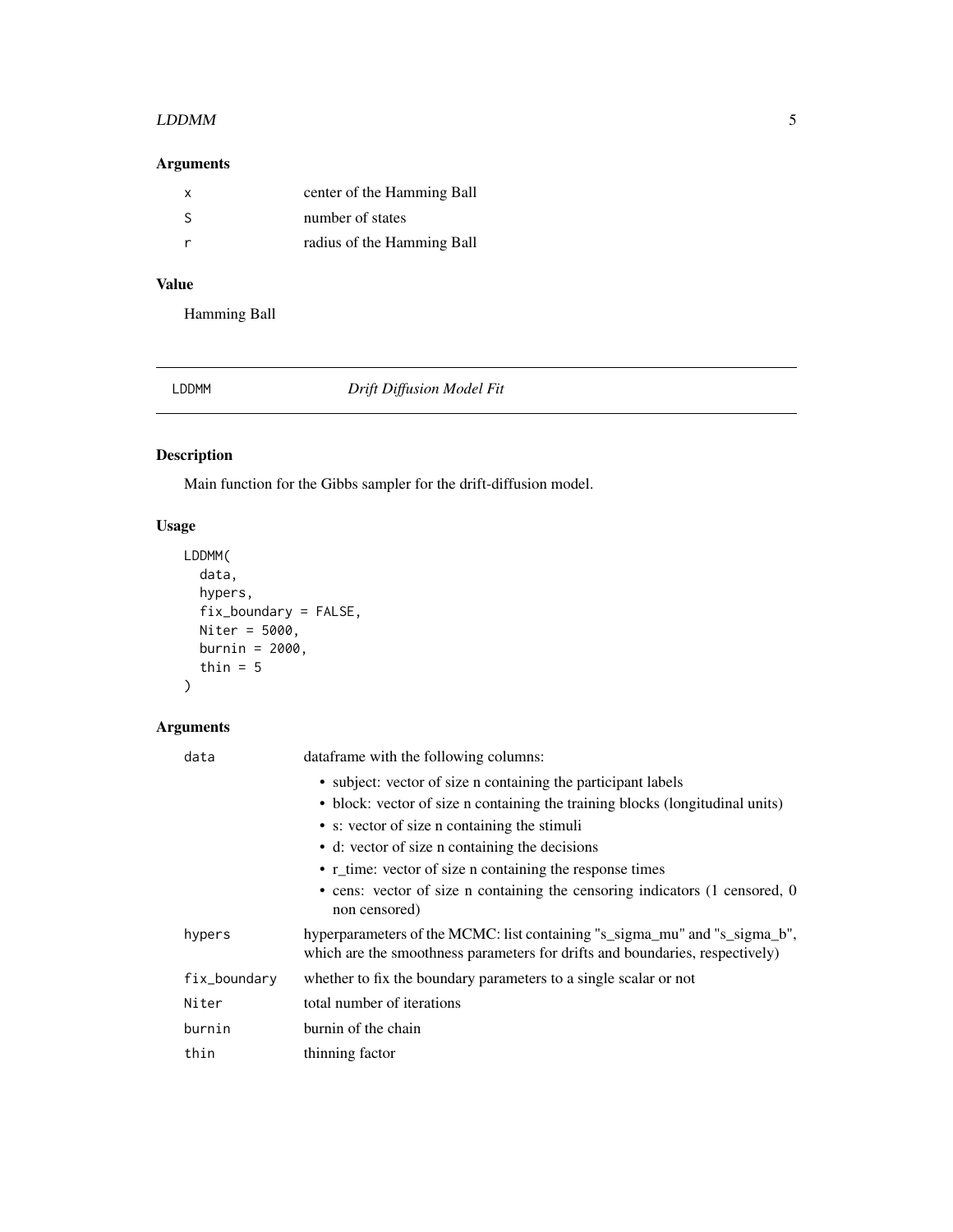## Arguments

| | |
|---|---|
| x | center of the Hamming Ball |
| S | number of states |
| r | radius of the Hamming Ball |

## Value

Hamming Ball

---

# LDDMM — *Drift Diffusion Model Fit*

## Description

Main function for the Gibbs sampler for the drift-diffusion model.

## Usage

```
LDDMM(
  data,
  hypers,
  fix_boundary = FALSE,
  Niter = 5000,
  burnin = 2000,
  thin = 5
)
```

## Arguments

| | |
|---|---|
| data | dataframe with the following columns: <br> • subject: vector of size n containing the participant labels <br> • block: vector of size n containing the training blocks (longitudinal units) <br> • s: vector of size n containing the stimuli <br> • d: vector of size n containing the decisions <br> • r_time: vector of size n containing the response times <br> • cens: vector of size n containing the censoring indicators (1 censored, 0 non censored) |
| hypers | hyperparameters of the MCMC: list containing "s_sigma_mu" and "s_sigma_b", which are the smoothness parameters for drifts and boundaries, respectively) |
| fix_boundary | whether to fix the boundary parameters to a single scalar or not |
| Niter | total number of iterations |
| burnin | burnin of the chain |
| thin | thinning factor |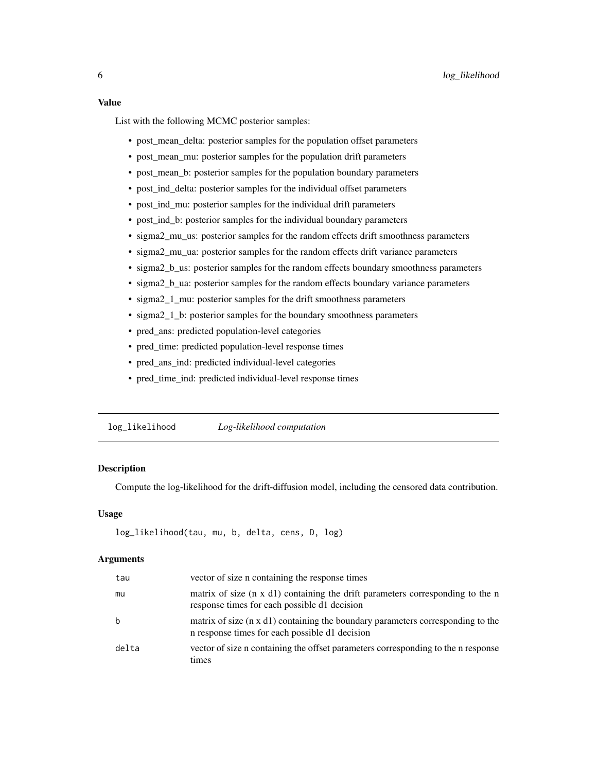### Value

List with the following MCMC posterior samples:

- post_mean_delta: posterior samples for the population offset parameters
- post_mean_mu: posterior samples for the population drift parameters
- post_mean_b: posterior samples for the population boundary parameters
- post_ind_delta: posterior samples for the individual offset parameters
- post_ind_mu: posterior samples for the individual drift parameters
- post_ind_b: posterior samples for the individual boundary parameters
- sigma2_mu_us: posterior samples for the random effects drift smoothness parameters
- sigma2_mu_ua: posterior samples for the random effects drift variance parameters
- sigma2_b_us: posterior samples for the random effects boundary smoothness parameters
- sigma2_b_ua: posterior samples for the random effects boundary variance parameters
- sigma2_1_mu: posterior samples for the drift smoothness parameters
- sigma2_1_b: posterior samples for the boundary smoothness parameters
- pred_ans: predicted population-level categories
- pred_time: predicted population-level response times
- pred_ans_ind: predicted individual-level categories
- pred_time_ind: predicted individual-level response times

---

## log_likelihood *Log-likelihood computation*

### Description

Compute the log-likelihood for the drift-diffusion model, including the censored data contribution.

### Usage

```
log_likelihood(tau, mu, b, delta, cens, D, log)
```

### Arguments

| | |
|---|---|
| tau | vector of size n containing the response times |
| mu | matrix of size (n x d1) containing the drift parameters corresponding to the n response times for each possible d1 decision |
| b | matrix of size (n x d1) containing the boundary parameters corresponding to the n response times for each possible d1 decision |
| delta | vector of size n containing the offset parameters corresponding to the n response times |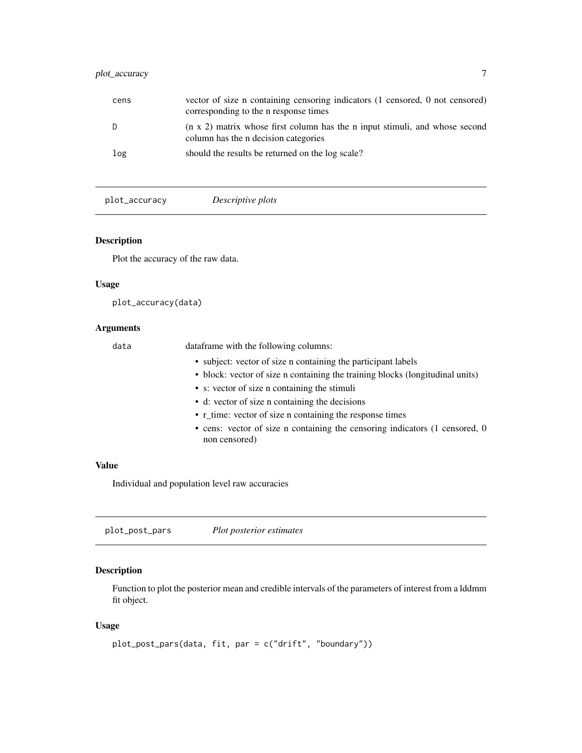| | |
|---|---|
| cens | vector of size n containing censoring indicators (1 censored, 0 not censored) corresponding to the n response times |
| D | (n x 2) matrix whose first column has the n input stimuli, and whose second column has the n decision categories |
| log | should the results be returned on the log scale? |

---

## plot_accuracy *Descriptive plots*

### Description

Plot the accuracy of the raw data.

### Usage

```
plot_accuracy(data)
```

### Arguments

data — dataframe with the following columns:

- subject: vector of size n containing the participant labels
- block: vector of size n containing the training blocks (longitudinal units)
- s: vector of size n containing the stimuli
- d: vector of size n containing the decisions
- r_time: vector of size n containing the response times
- cens: vector of size n containing the censoring indicators (1 censored, 0 non censored)

### Value

Individual and population level raw accuracies

---

## plot_post_pars *Plot posterior estimates*

### Description

Function to plot the posterior mean and credible intervals of the parameters of interest from a lddmm fit object.

### Usage

```
plot_post_pars(data, fit, par = c("drift", "boundary"))
```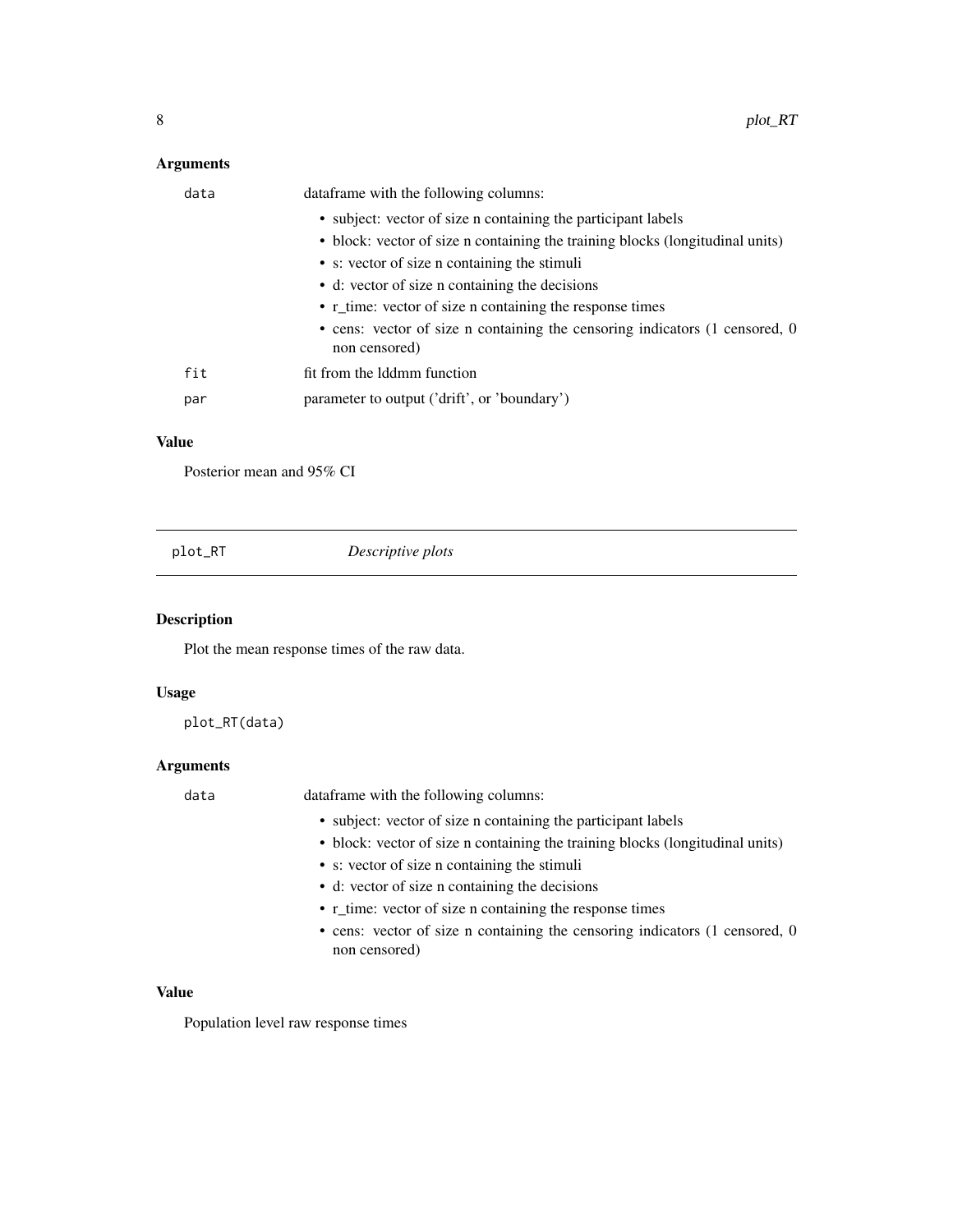### Arguments

data — dataframe with the following columns:

- subject: vector of size n containing the participant labels
- block: vector of size n containing the training blocks (longitudinal units)
- s: vector of size n containing the stimuli
- d: vector of size n containing the decisions
- r_time: vector of size n containing the response times
- cens: vector of size n containing the censoring indicators (1 censored, 0 non censored)

fit — fit from the lddmm function

par — parameter to output ('drift', or 'boundary')

### Value

Posterior mean and 95% CI

---

## plot_RT — *Descriptive plots*

---

### Description

Plot the mean response times of the raw data.

### Usage

```
plot_RT(data)
```

### Arguments

data — dataframe with the following columns:

- subject: vector of size n containing the participant labels
- block: vector of size n containing the training blocks (longitudinal units)
- s: vector of size n containing the stimuli
- d: vector of size n containing the decisions
- r_time: vector of size n containing the response times
- cens: vector of size n containing the censoring indicators (1 censored, 0 non censored)

### Value

Population level raw response times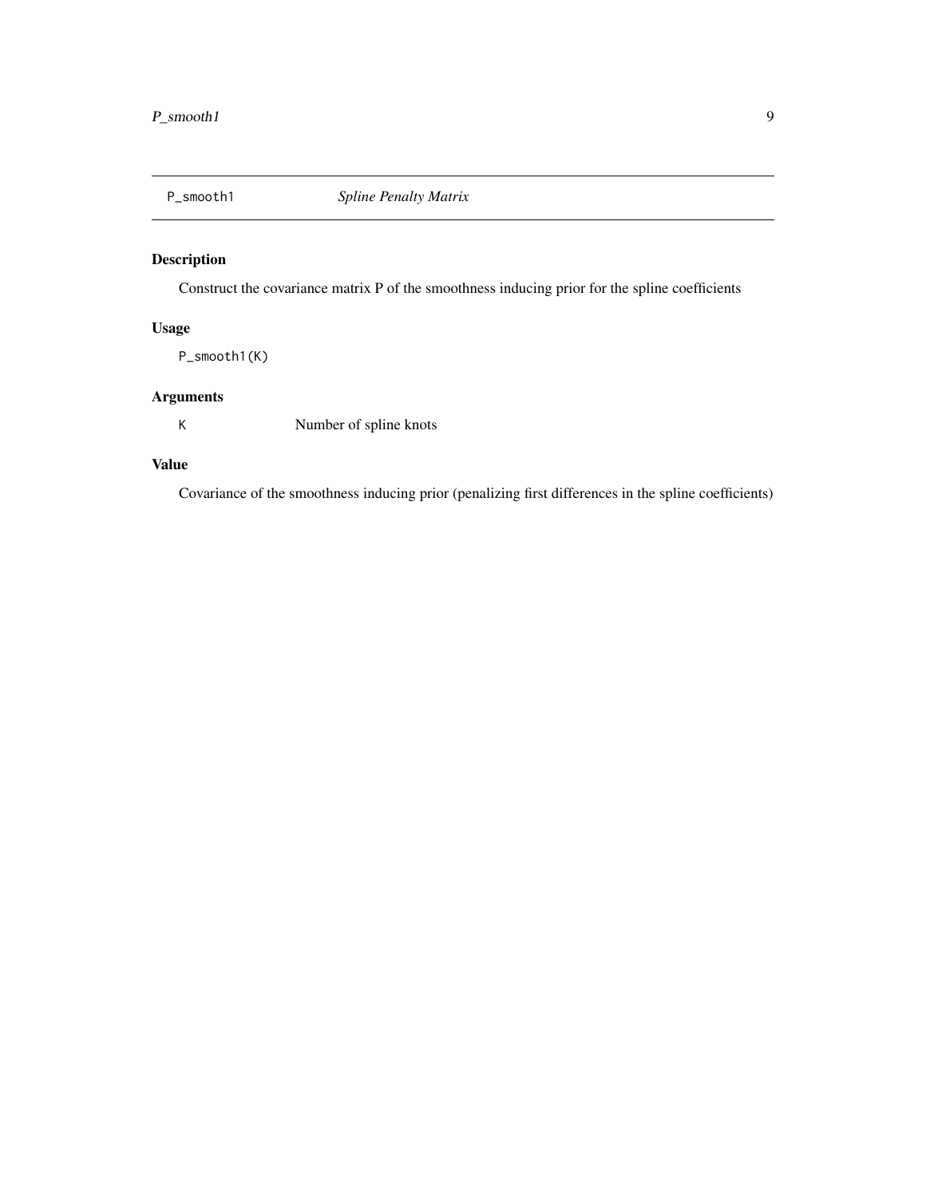## P_smooth1 *Spline Penalty Matrix*

### Description

Construct the covariance matrix P of the smoothness inducing prior for the spline coefficients

### Usage

```
P_smooth1(K)
```

### Arguments

| | |
|---|---|
| K | Number of spline knots |

### Value

Covariance of the smoothness inducing prior (penalizing first differences in the spline coefficients)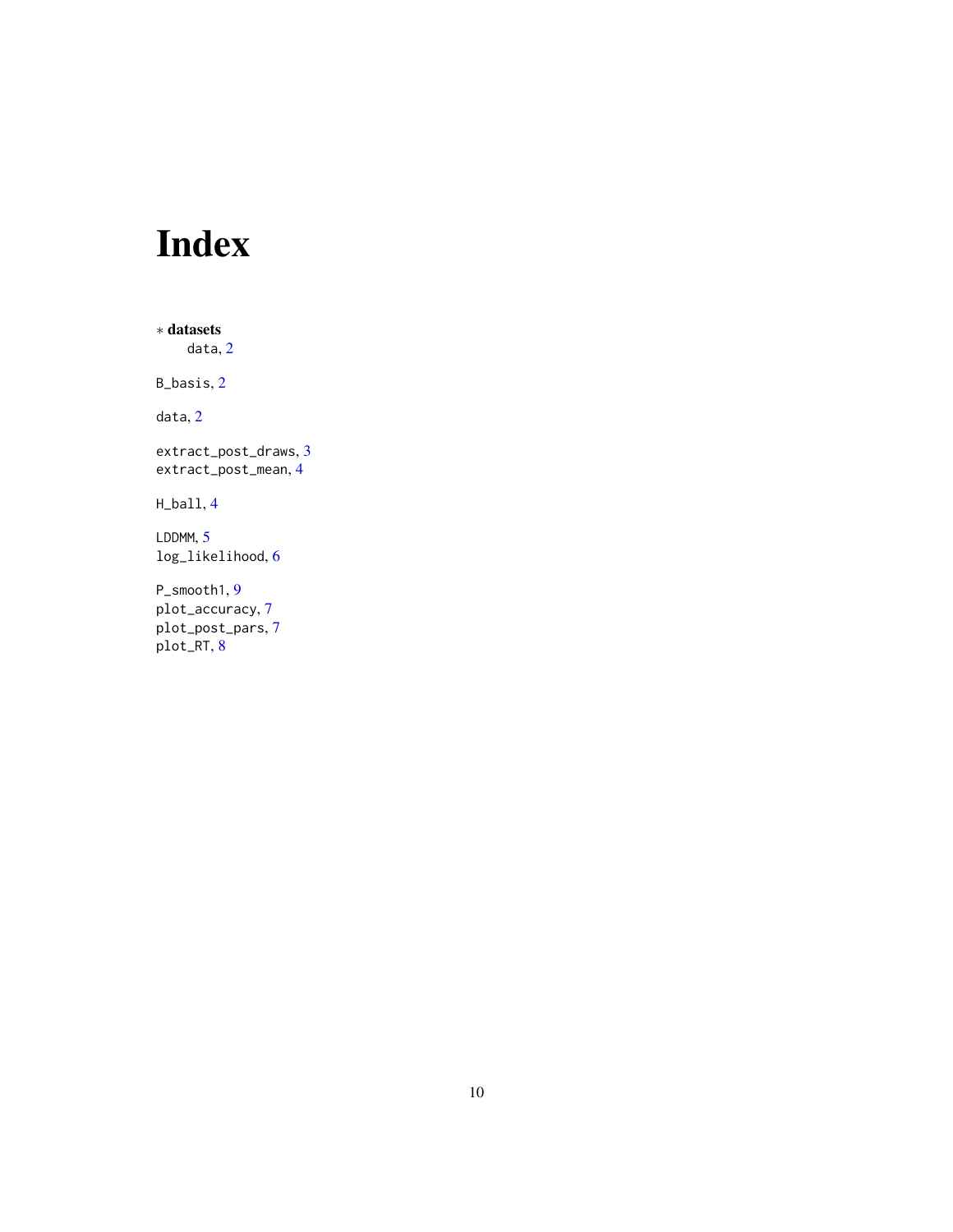# Index

∗ **datasets**
    data, 2

B_basis, 2

data, 2

extract_post_draws, 3
extract_post_mean, 4

H_ball, 4

LDDMM, 5
log_likelihood, 6

P_smooth1, 9
plot_accuracy, 7
plot_post_pars, 7
plot_RT, 8